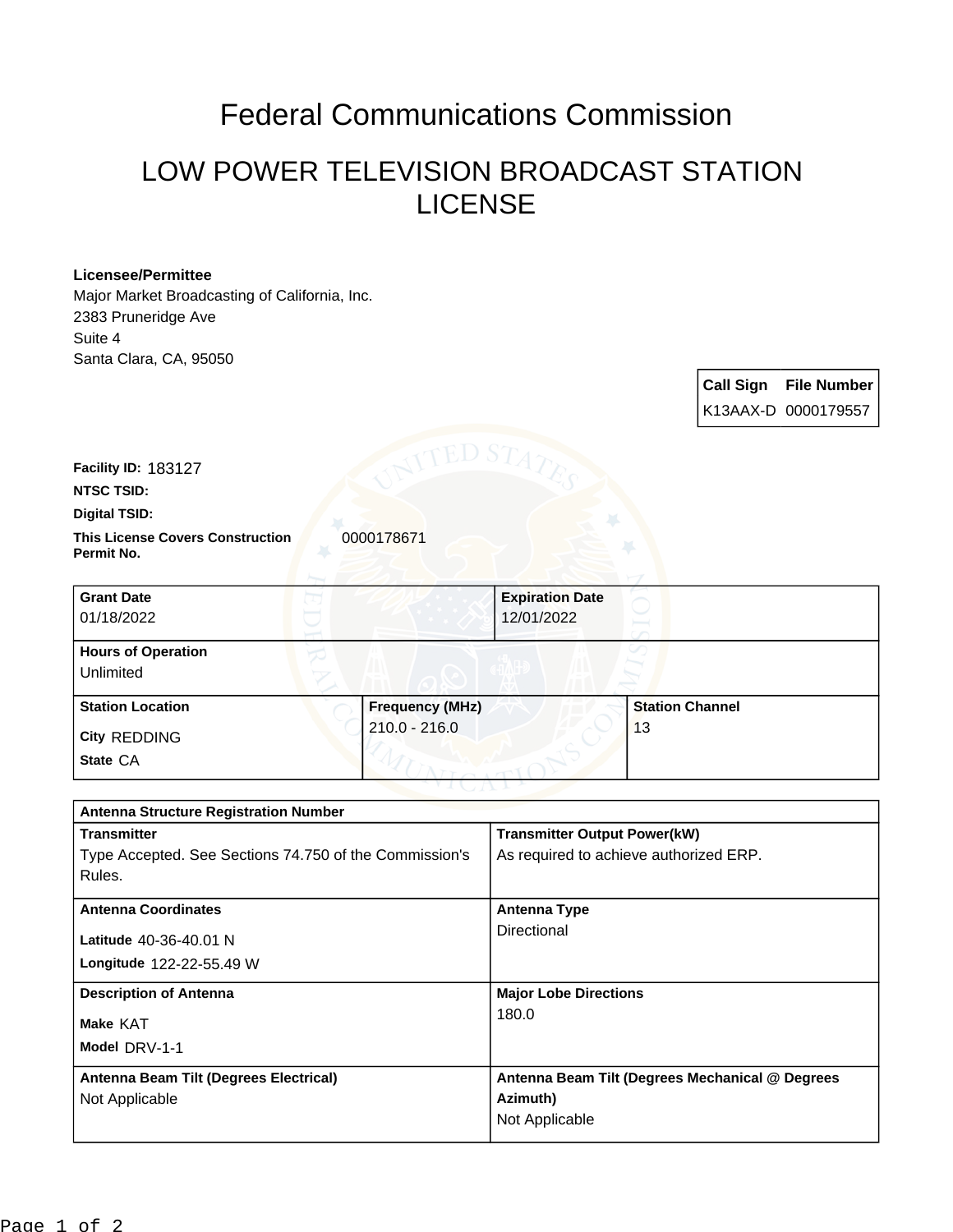# Federal Communications Commission

## LOW POWER TELEVISION BROADCAST STATION LICENSE

**Licensee/Permittee**
Major Market Broadcasting of California, Inc.
2383 Pruneridge Ave
Suite 4
Santa Clara, CA, 95050

| Call Sign | File Number |
|---|---|
| K13AAX-D | 0000179557 |

**Facility ID:** 183127

**NTSC TSID:**

**Digital TSID:**

**This License Covers Construction Permit No.** 0000178671

| Grant Date | Expiration Date |
|---|---|
| 01/18/2022 | 12/01/2022 |

**Hours of Operation**
Unlimited

| Station Location | Frequency (MHz) | Station Channel |
|---|---|---|
| City REDDING<br>State CA | 210.0 - 216.0 | 13 |

**Antenna Structure Registration Number**

| Transmitter | Transmitter Output Power(kW) |
|---|---|
| Type Accepted. See Sections 74.750 of the Commission's Rules. | As required to achieve authorized ERP. |

| Antenna Coordinates | Antenna Type |
|---|---|
| Latitude 40-36-40.01 N<br>Longitude 122-22-55.49 W | Directional |

| Description of Antenna | Major Lobe Directions |
|---|---|
| Make KAT<br>Model DRV-1-1 | 180.0 |

| Antenna Beam Tilt (Degrees Electrical) | Antenna Beam Tilt (Degrees Mechanical @ Degrees Azimuth) |
|---|---|
| Not Applicable | Not Applicable |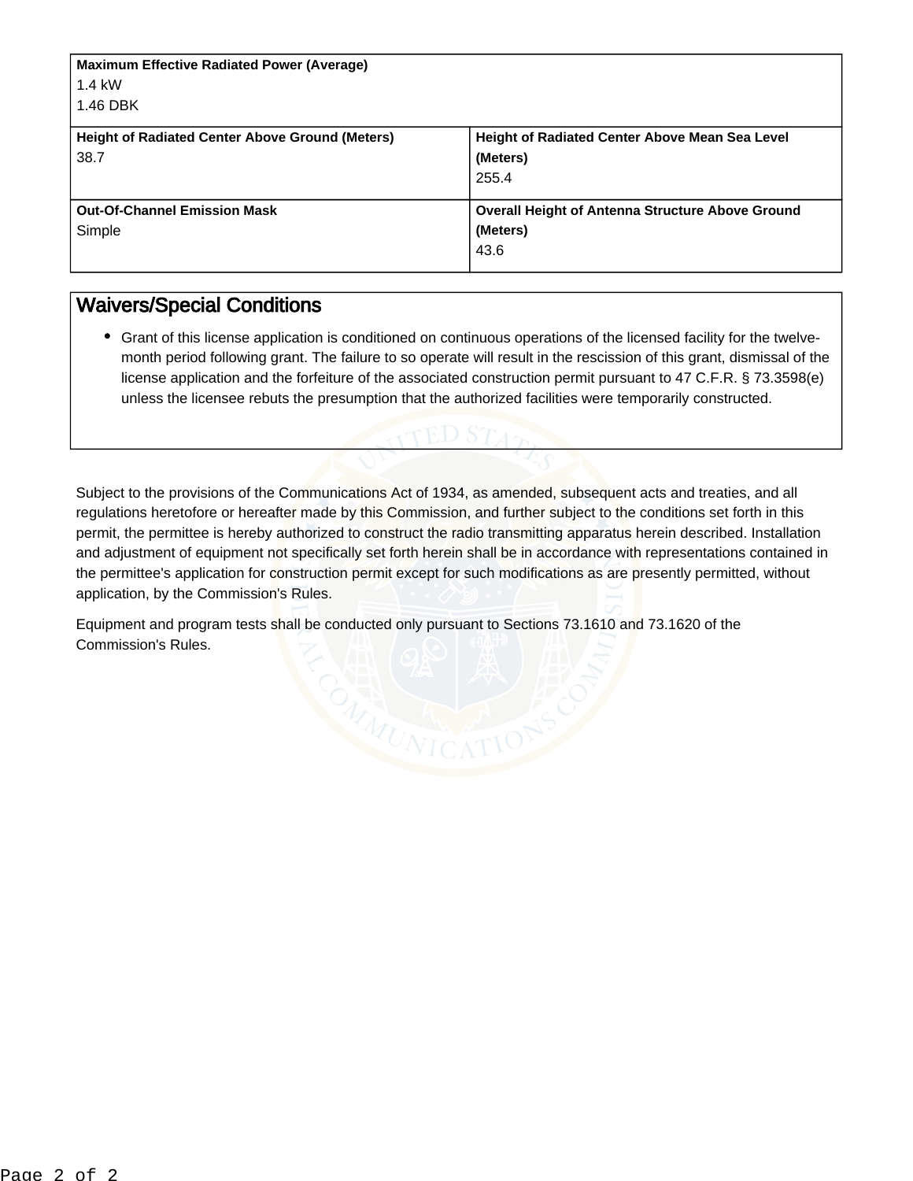| | |
|---|---|
| **Maximum Effective Radiated Power (Average)**<br>1.4 kW<br>1.46 DBK | |
| **Height of Radiated Center Above Ground (Meters)**<br>38.7 | **Height of Radiated Center Above Mean Sea Level (Meters)**<br>255.4 |
| **Out-Of-Channel Emission Mask**<br>Simple | **Overall Height of Antenna Structure Above Ground (Meters)**<br>43.6 |

## Waivers/Special Conditions

- Grant of this license application is conditioned on continuous operations of the licensed facility for the twelve-month period following grant. The failure to so operate will result in the rescission of this grant, dismissal of the license application and the forfeiture of the associated construction permit pursuant to 47 C.F.R. § 73.3598(e) unless the licensee rebuts the presumption that the authorized facilities were temporarily constructed.

Subject to the provisions of the Communications Act of 1934, as amended, subsequent acts and treaties, and all regulations heretofore or hereafter made by this Commission, and further subject to the conditions set forth in this permit, the permittee is hereby authorized to construct the radio transmitting apparatus herein described. Installation and adjustment of equipment not specifically set forth herein shall be in accordance with representations contained in the permittee's application for construction permit except for such modifications as are presently permitted, without application, by the Commission's Rules.

Equipment and program tests shall be conducted only pursuant to Sections 73.1610 and 73.1620 of the Commission's Rules.